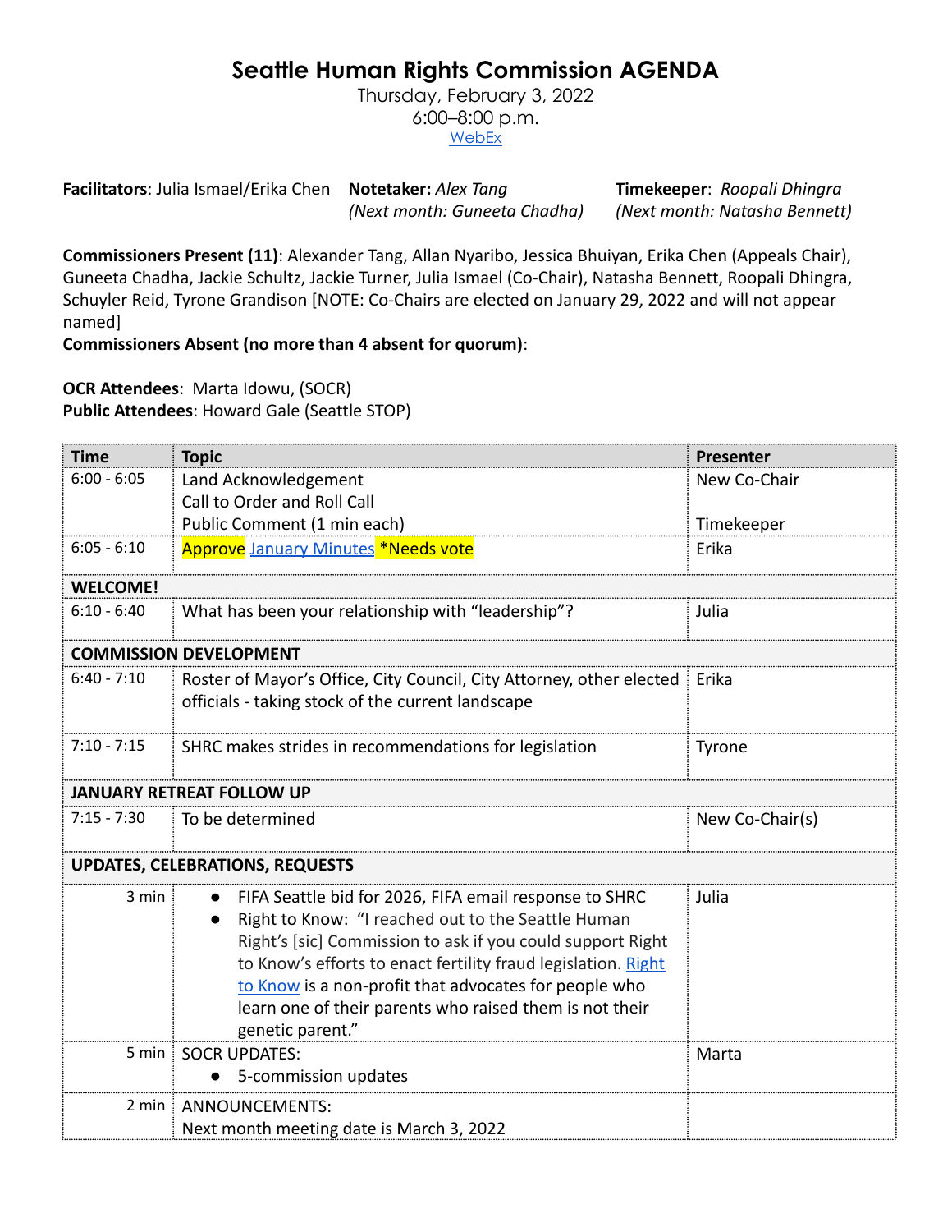# Seattle Human Rights Commission AGENDA

Thursday, February 3, 2022
6:00–8:00 p.m.
[WebEx]

**Facilitators**: Julia Ismael/Erika Chen **Notetaker:** *Alex Tang (Next month: Guneeta Chadha)* **Timekeeper**: *Roopali Dhingra (Next month: Natasha Bennett)*

**Commissioners Present (11)**: Alexander Tang, Allan Nyaribo, Jessica Bhuiyan, Erika Chen (Appeals Chair), Guneeta Chadha, Jackie Schultz, Jackie Turner, Julia Ismael (Co-Chair), Natasha Bennett, Roopali Dhingra, Schuyler Reid, Tyrone Grandison [NOTE: Co-Chairs are elected on January 29, 2022 and will not appear named]

**Commissioners Absent (no more than 4 absent for quorum)**:

**OCR Attendees**: Marta Idowu, (SOCR)
**Public Attendees**: Howard Gale (Seattle STOP)

| Time | Topic | Presenter |
|---|---|---|
| 6:00 - 6:05 | Land Acknowledgement<br>Call to Order and Roll Call<br>Public Comment (1 min each) | New Co-Chair<br><br>Timekeeper |
| 6:05 - 6:10 | Approve January Minutes *Needs vote | Erika |
| **WELCOME!** | | |
| 6:10 - 6:40 | What has been your relationship with "leadership"? | Julia |
| **COMMISSION DEVELOPMENT** | | |
| 6:40 - 7:10 | Roster of Mayor's Office, City Council, City Attorney, other elected officials - taking stock of the current landscape | Erika |
| 7:10 - 7:15 | SHRC makes strides in recommendations for legislation | Tyrone |
| **JANUARY RETREAT FOLLOW UP** | | |
| 7:15 - 7:30 | To be determined | New Co-Chair(s) |
| **UPDATES, CELEBRATIONS, REQUESTS** | | |
| 3 min | • FIFA Seattle bid for 2026, FIFA email response to SHRC<br>• Right to Know: "I reached out to the Seattle Human Right's [sic] Commission to ask if you could support Right to Know's efforts to enact fertility fraud legislation. Right to Know is a non-profit that advocates for people who learn one of their parents who raised them is not their genetic parent." | Julia |
| 5 min | SOCR UPDATES:<br>• 5-commission updates | Marta |
| 2 min | ANNOUNCEMENTS:<br>Next month meeting date is March 3, 2022 | |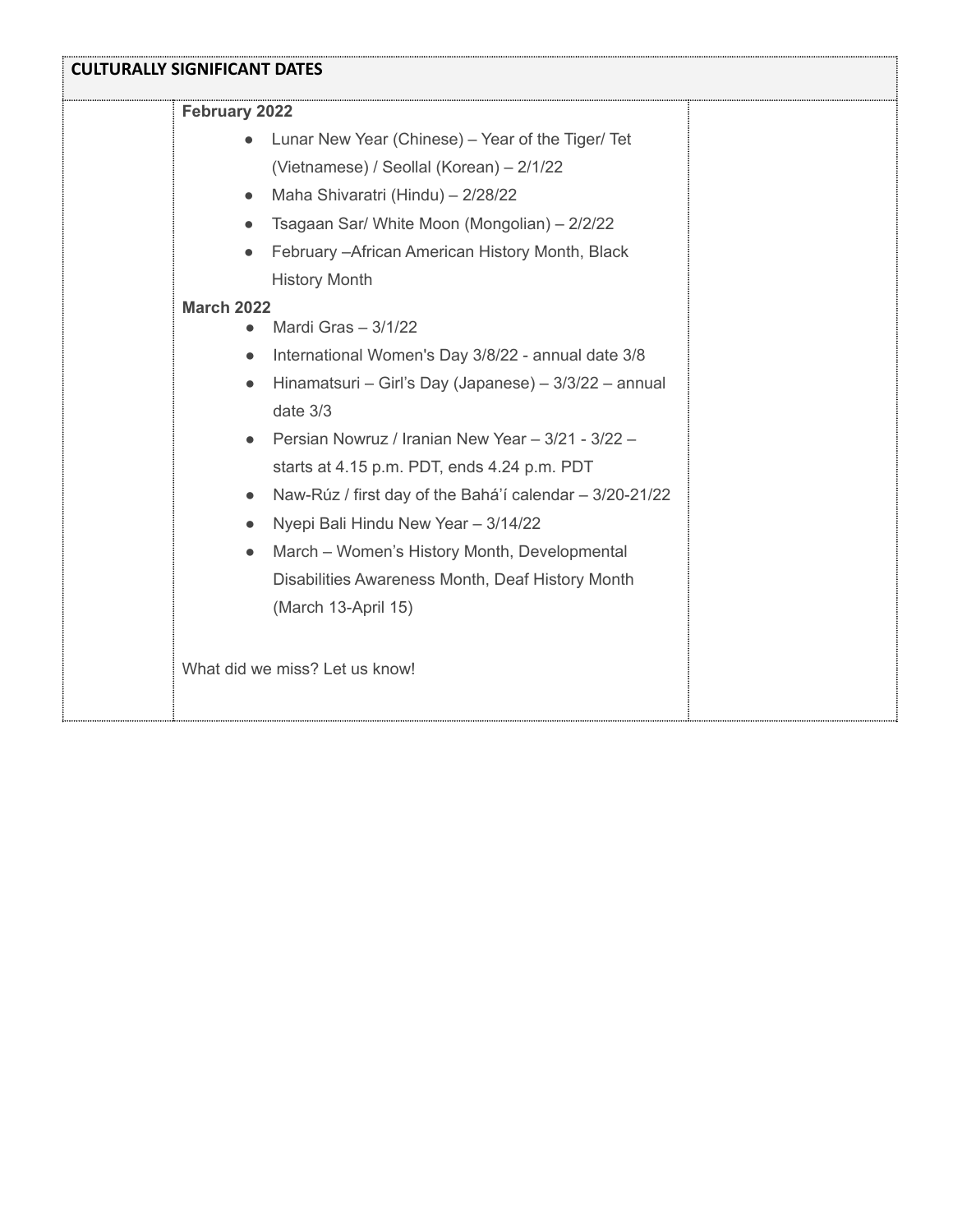| CULTURALLY SIGNIFICANT DATES | | |
|---|---|---|
| | **February 2022**<br>• Lunar New Year (Chinese) – Year of the Tiger/ Tet (Vietnamese) / Seollal (Korean) – 2/1/22<br>• Maha Shivaratri (Hindu) – 2/28/22<br>• Tsagaan Sar/ White Moon (Mongolian) – 2/2/22<br>• February –African American History Month, Black History Month<br>**March 2022**<br>• Mardi Gras – 3/1/22<br>• International Women's Day 3/8/22 - annual date 3/8<br>• Hinamatsuri – Girl's Day (Japanese) – 3/3/22 – annual date 3/3<br>• Persian Nowruz / Iranian New Year – 3/21 - 3/22 – starts at 4.15 p.m. PDT, ends 4.24 p.m. PDT<br>• Naw-Rúz / first day of the Bahá'í calendar – 3/20-21/22<br>• Nyepi Bali Hindu New Year – 3/14/22<br>• March – Women's History Month, Developmental Disabilities Awareness Month, Deaf History Month (March 13-April 15)<br><br>What did we miss? Let us know! | |